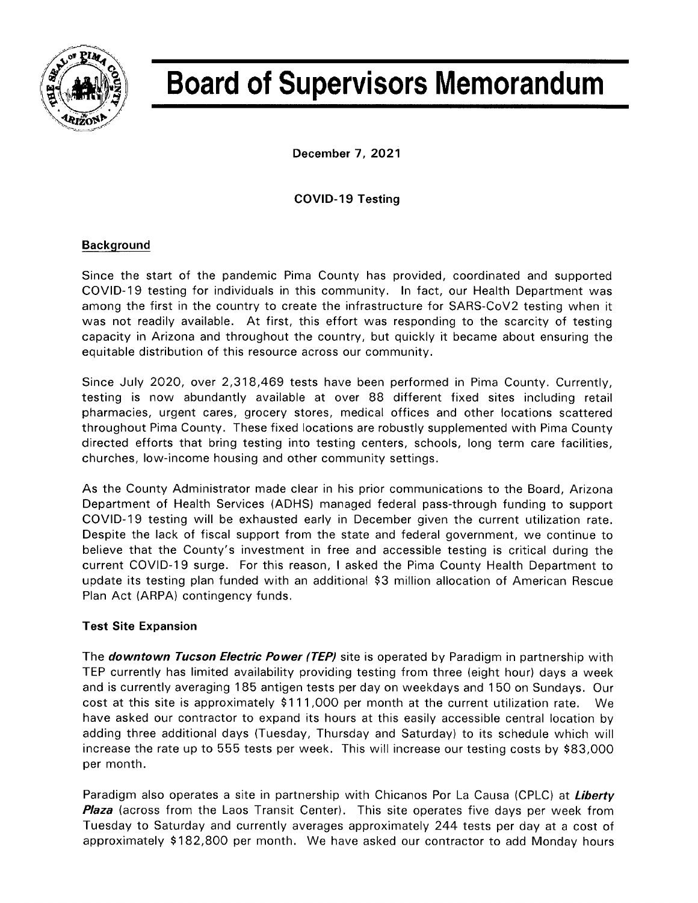# Board of Supervisors Memorandum

December 7, 2021

COVID-19 Testing

## Background

Since the start of the pandemic Pima County has provided, coordinated and supported COVID-19 testing for individuals in this community. In fact, our Health Department was among the first in the country to create the infrastructure for SARS-CoV2 testing when it was not readily available. At first, this effort was responding to the scarcity of testing capacity in Arizona and throughout the country, but quickly it became about ensuring the equitable distribution of this resource across our community.

Since July 2020, over 2,318,469 tests have been performed in Pima County. Currently, testing is now abundantly available at over 88 different fixed sites including retail pharmacies, urgent cares, grocery stores, medical offices and other locations scattered throughout Pima County. These fixed locations are robustly supplemented with Pima County directed efforts that bring testing into testing centers, schools, long term care facilities, churches, low-income housing and other community settings.

As the County Administrator made clear in his prior communications to the Board, Arizona Department of Health Services (ADHS) managed federal pass-through funding to support COVID-19 testing will be exhausted early in December given the current utilization rate. Despite the lack of fiscal support from the state and federal government, we continue to believe that the County's investment in free and accessible testing is critical during the current COVID-19 surge. For this reason, I asked the Pima County Health Department to update its testing plan funded with an additional $3 million allocation of American Rescue Plan Act (ARPA) contingency funds.

## Test Site Expansion

The ***downtown Tucson Electric Power (TEP)*** site is operated by Paradigm in partnership with TEP currently has limited availability providing testing from three (eight hour) days a week and is currently averaging 185 antigen tests per day on weekdays and 150 on Sundays. Our cost at this site is approximately $111,000 per month at the current utilization rate. We have asked our contractor to expand its hours at this easily accessible central location by adding three additional days (Tuesday, Thursday and Saturday) to its schedule which will increase the rate up to 555 tests per week. This will increase our testing costs by $83,000 per month.

Paradigm also operates a site in partnership with Chicanos Por La Causa (CPLC) at ***Liberty Plaza*** (across from the Laos Transit Center). This site operates five days per week from Tuesday to Saturday and currently averages approximately 244 tests per day at a cost of approximately $182,800 per month. We have asked our contractor to add Monday hours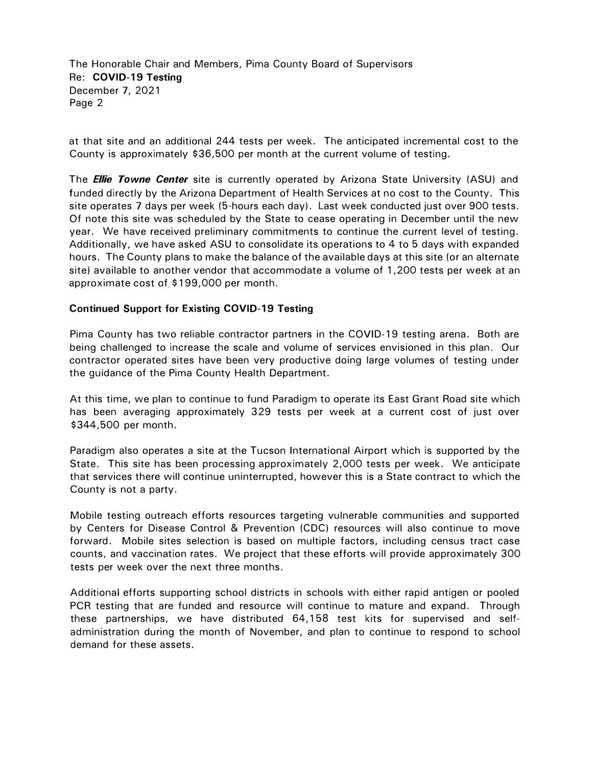at that site and an additional 244 tests per week. The anticipated incremental cost to the County is approximately $36,500 per month at the current volume of testing.

The ***Ellie Towne Center*** site is currently operated by Arizona State University (ASU) and funded directly by the Arizona Department of Health Services at no cost to the County. This site operates 7 days per week (5-hours each day). Last week conducted just over 900 tests. Of note this site was scheduled by the State to cease operating in December until the new year. We have received preliminary commitments to continue the current level of testing. Additionally, we have asked ASU to consolidate its operations to 4 to 5 days with expanded hours. The County plans to make the balance of the available days at this site (or an alternate site) available to another vendor that accommodate a volume of 1,200 tests per week at an approximate cost of $199,000 per month.

**Continued Support for Existing COVID-19 Testing**

Pima County has two reliable contractor partners in the COVID-19 testing arena. Both are being challenged to increase the scale and volume of services envisioned in this plan. Our contractor operated sites have been very productive doing large volumes of testing under the guidance of the Pima County Health Department.

At this time, we plan to continue to fund Paradigm to operate its East Grant Road site which has been averaging approximately 329 tests per week at a current cost of just over $344,500 per month.

Paradigm also operates a site at the Tucson International Airport which is supported by the State. This site has been processing approximately 2,000 tests per week. We anticipate that services there will continue uninterrupted, however this is a State contract to which the County is not a party.

Mobile testing outreach efforts resources targeting vulnerable communities and supported by Centers for Disease Control & Prevention (CDC) resources will also continue to move forward. Mobile sites selection is based on multiple factors, including census tract case counts, and vaccination rates. We project that these efforts will provide approximately 300 tests per week over the next three months.

Additional efforts supporting school districts in schools with either rapid antigen or pooled PCR testing that are funded and resource will continue to mature and expand. Through these partnerships, we have distributed 64,158 test kits for supervised and self-administration during the month of November, and plan to continue to respond to school demand for these assets.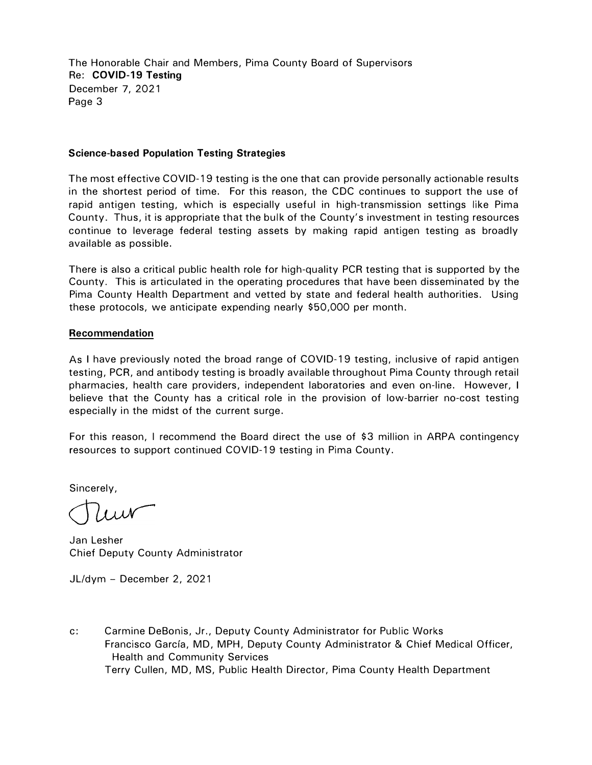The Honorable Chair and Members, Pima County Board of Supervisors
Re: **COVID-19 Testing**
December 7, 2021
Page 3

**Science-based Population Testing Strategies**

The most effective COVID-19 testing is the one that can provide personally actionable results in the shortest period of time. For this reason, the CDC continues to support the use of rapid antigen testing, which is especially useful in high-transmission settings like Pima County. Thus, it is appropriate that the bulk of the County's investment in testing resources continue to leverage federal testing assets by making rapid antigen testing as broadly available as possible.

There is also a critical public health role for high-quality PCR testing that is supported by the County. This is articulated in the operating procedures that have been disseminated by the Pima County Health Department and vetted by state and federal health authorities. Using these protocols, we anticipate expending nearly $50,000 per month.

**Recommendation**

As I have previously noted the broad range of COVID-19 testing, inclusive of rapid antigen testing, PCR, and antibody testing is broadly available throughout Pima County through retail pharmacies, health care providers, independent laboratories and even on-line. However, I believe that the County has a critical role in the provision of low-barrier no-cost testing especially in the midst of the current surge.

For this reason, I recommend the Board direct the use of $3 million in ARPA contingency resources to support continued COVID-19 testing in Pima County.

Sincerely,

Jan Lesher
Chief Deputy County Administrator

JL/dym – December 2, 2021

c: Carmine DeBonis, Jr., Deputy County Administrator for Public Works
Francisco García, MD, MPH, Deputy County Administrator & Chief Medical Officer, Health and Community Services
Terry Cullen, MD, MS, Public Health Director, Pima County Health Department